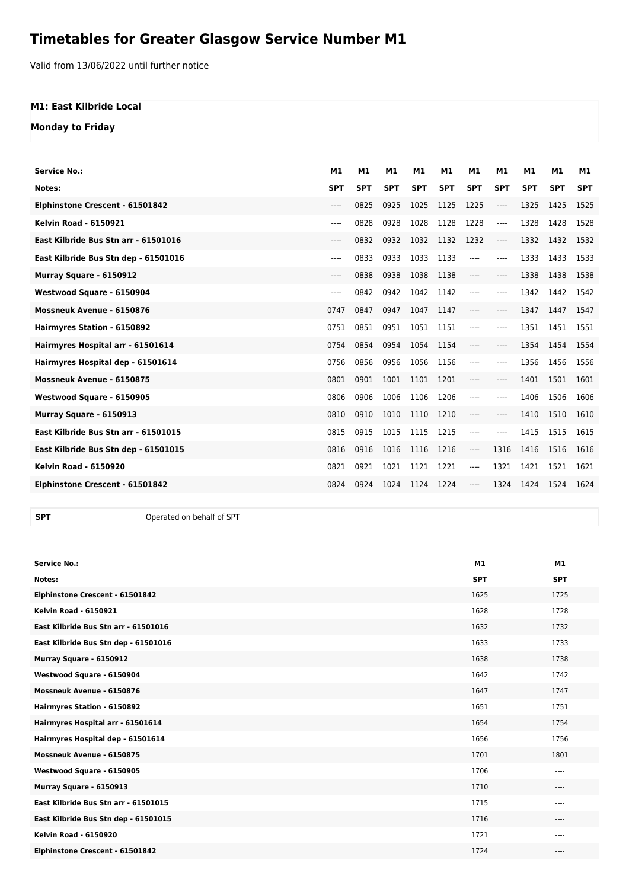# Timetables for Greater Glasgow Service Number M1

Valid from 13/06/2022 until further notice

**M1: East Kilbride Local**

**Monday to Friday**

| Service No.: | M1 | M1 | M1 | M1 | M1 | M1 | M1 | M1 | M1 | M1 |
|---|---|---|---|---|---|---|---|---|---|---|
| Notes: | SPT | SPT | SPT | SPT | SPT | SPT | SPT | SPT | SPT | SPT |
| Elphinstone Crescent - 61501842 | ---- | 0825 | 0925 | 1025 | 1125 | 1225 | ---- | 1325 | 1425 | 1525 |
| Kelvin Road - 6150921 | ---- | 0828 | 0928 | 1028 | 1128 | 1228 | ---- | 1328 | 1428 | 1528 |
| East Kilbride Bus Stn arr - 61501016 | ---- | 0832 | 0932 | 1032 | 1132 | 1232 | ---- | 1332 | 1432 | 1532 |
| East Kilbride Bus Stn dep - 61501016 | ---- | 0833 | 0933 | 1033 | 1133 | ---- | ---- | 1333 | 1433 | 1533 |
| Murray Square - 6150912 | ---- | 0838 | 0938 | 1038 | 1138 | ---- | ---- | 1338 | 1438 | 1538 |
| Westwood Square - 6150904 | ---- | 0842 | 0942 | 1042 | 1142 | ---- | ---- | 1342 | 1442 | 1542 |
| Mossneuk Avenue - 6150876 | 0747 | 0847 | 0947 | 1047 | 1147 | ---- | ---- | 1347 | 1447 | 1547 |
| Hairmyres Station - 6150892 | 0751 | 0851 | 0951 | 1051 | 1151 | ---- | ---- | 1351 | 1451 | 1551 |
| Hairmyres Hospital arr - 61501614 | 0754 | 0854 | 0954 | 1054 | 1154 | ---- | ---- | 1354 | 1454 | 1554 |
| Hairmyres Hospital dep - 61501614 | 0756 | 0856 | 0956 | 1056 | 1156 | ---- | ---- | 1356 | 1456 | 1556 |
| Mossneuk Avenue - 6150875 | 0801 | 0901 | 1001 | 1101 | 1201 | ---- | ---- | 1401 | 1501 | 1601 |
| Westwood Square - 6150905 | 0806 | 0906 | 1006 | 1106 | 1206 | ---- | ---- | 1406 | 1506 | 1606 |
| Murray Square - 6150913 | 0810 | 0910 | 1010 | 1110 | 1210 | ---- | ---- | 1410 | 1510 | 1610 |
| East Kilbride Bus Stn arr - 61501015 | 0815 | 0915 | 1015 | 1115 | 1215 | ---- | ---- | 1415 | 1515 | 1615 |
| East Kilbride Bus Stn dep - 61501015 | 0816 | 0916 | 1016 | 1116 | 1216 | ---- | 1316 | 1416 | 1516 | 1616 |
| Kelvin Road - 6150920 | 0821 | 0921 | 1021 | 1121 | 1221 | ---- | 1321 | 1421 | 1521 | 1621 |
| Elphinstone Crescent - 61501842 | 0824 | 0924 | 1024 | 1124 | 1224 | ---- | 1324 | 1424 | 1524 | 1624 |

| SPT | Operated on behalf of SPT |
|---|---|

| Service No.: | M1 | M1 |
|---|---|---|
| Notes: | SPT | SPT |
| Elphinstone Crescent - 61501842 | 1625 | 1725 |
| Kelvin Road - 6150921 | 1628 | 1728 |
| East Kilbride Bus Stn arr - 61501016 | 1632 | 1732 |
| East Kilbride Bus Stn dep - 61501016 | 1633 | 1733 |
| Murray Square - 6150912 | 1638 | 1738 |
| Westwood Square - 6150904 | 1642 | 1742 |
| Mossneuk Avenue - 6150876 | 1647 | 1747 |
| Hairmyres Station - 6150892 | 1651 | 1751 |
| Hairmyres Hospital arr - 61501614 | 1654 | 1754 |
| Hairmyres Hospital dep - 61501614 | 1656 | 1756 |
| Mossneuk Avenue - 6150875 | 1701 | 1801 |
| Westwood Square - 6150905 | 1706 | ---- |
| Murray Square - 6150913 | 1710 | ---- |
| East Kilbride Bus Stn arr - 61501015 | 1715 | ---- |
| East Kilbride Bus Stn dep - 61501015 | 1716 | ---- |
| Kelvin Road - 6150920 | 1721 | ---- |
| Elphinstone Crescent - 61501842 | 1724 | ---- |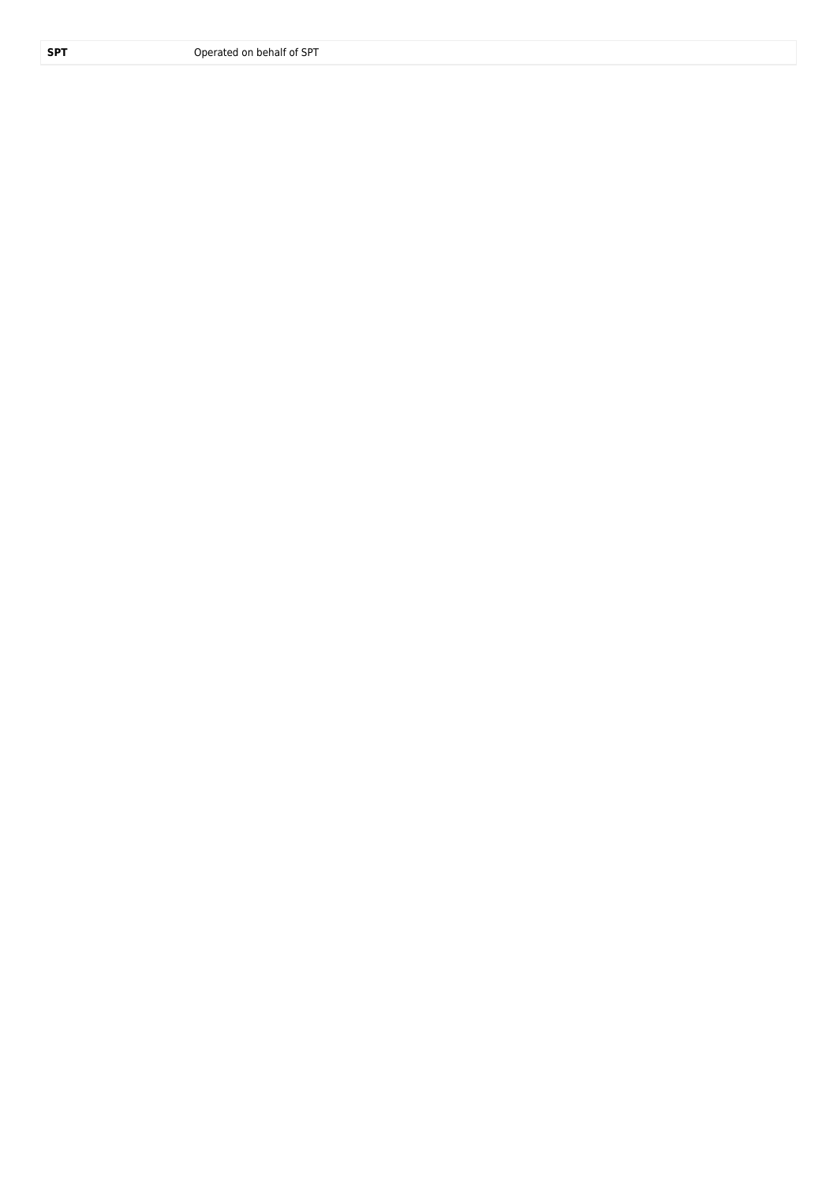| | |
|---|---|
| **SPT** | Operated on behalf of SPT |